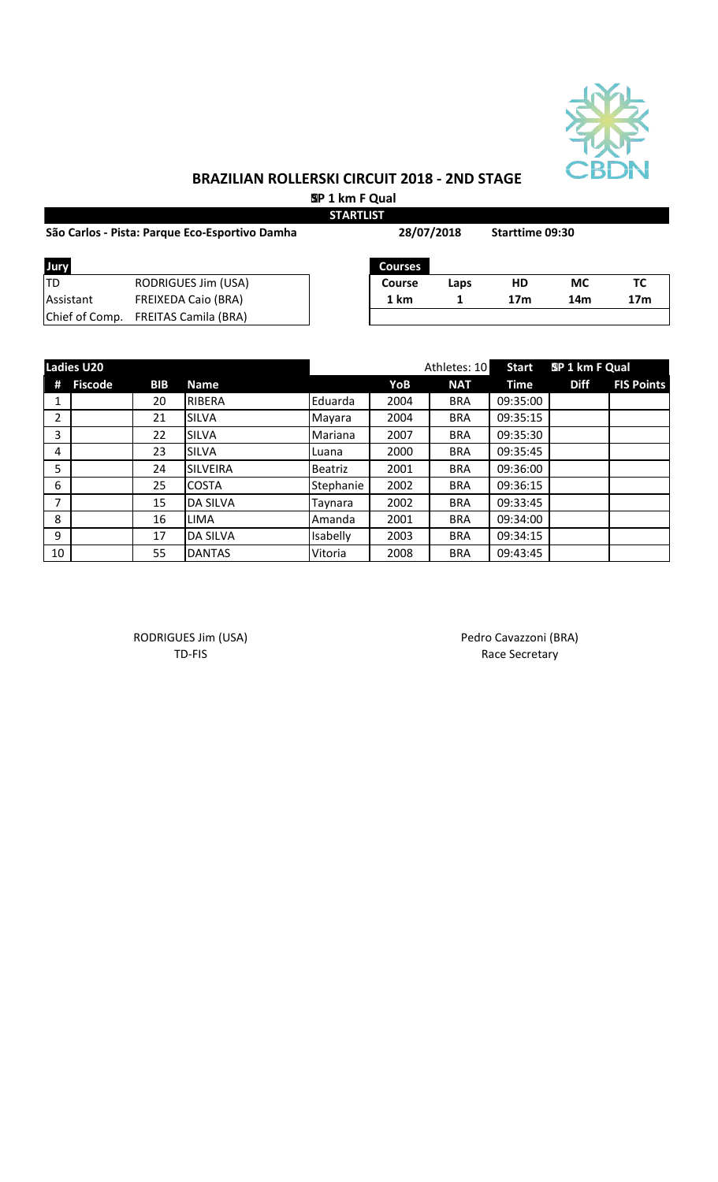# BRAZILIAN ROLLERSKI CIRCUIT 2018 - 2ND STAGE

**SP 1 km F Qual**

**STARTLIST**

**São Carlos - Pista: Parque Eco-Esportivo Damha** | **28/07/2018** | **Starttime 09:30**

| Jury | |
|---|---|
| TD | RODRIGUES Jim (USA) |
| Assistant | FREIXEDA Caio (BRA) |
| Chief of Comp. | FREITAS Camila (BRA) |

| Courses | | | | |
|---|---|---|---|---|
| **Course** | **Laps** | **HD** | **MC** | **TC** |
| **1 km** | **1** | **17m** | **14m** | **17m** |

| Ladies U20 | | | | | | Athletes: 10 | Start | SP 1 km F Qual | |
|---|---|---|---|---|---|---|---|---|---|
| **#** | **Fiscode** | **BIB** | **Name** | | **YoB** | **NAT** | **Time** | **Diff** | **FIS Points** |
| 1 | | 20 | RIBERA | Eduarda | 2004 | BRA | 09:35:00 | | |
| 2 | | 21 | SILVA | Mayara | 2004 | BRA | 09:35:15 | | |
| 3 | | 22 | SILVA | Mariana | 2007 | BRA | 09:35:30 | | |
| 4 | | 23 | SILVA | Luana | 2000 | BRA | 09:35:45 | | |
| 5 | | 24 | SILVEIRA | Beatriz | 2001 | BRA | 09:36:00 | | |
| 6 | | 25 | COSTA | Stephanie | 2002 | BRA | 09:36:15 | | |
| 7 | | 15 | DA SILVA | Taynara | 2002 | BRA | 09:33:45 | | |
| 8 | | 16 | LIMA | Amanda | 2001 | BRA | 09:34:00 | | |
| 9 | | 17 | DA SILVA | Isabelly | 2003 | BRA | 09:34:15 | | |
| 10 | | 55 | DANTAS | Vitoria | 2008 | BRA | 09:43:45 | | |

RODRIGUES Jim (USA)
TD-FIS

Pedro Cavazzoni (BRA)
Race Secretary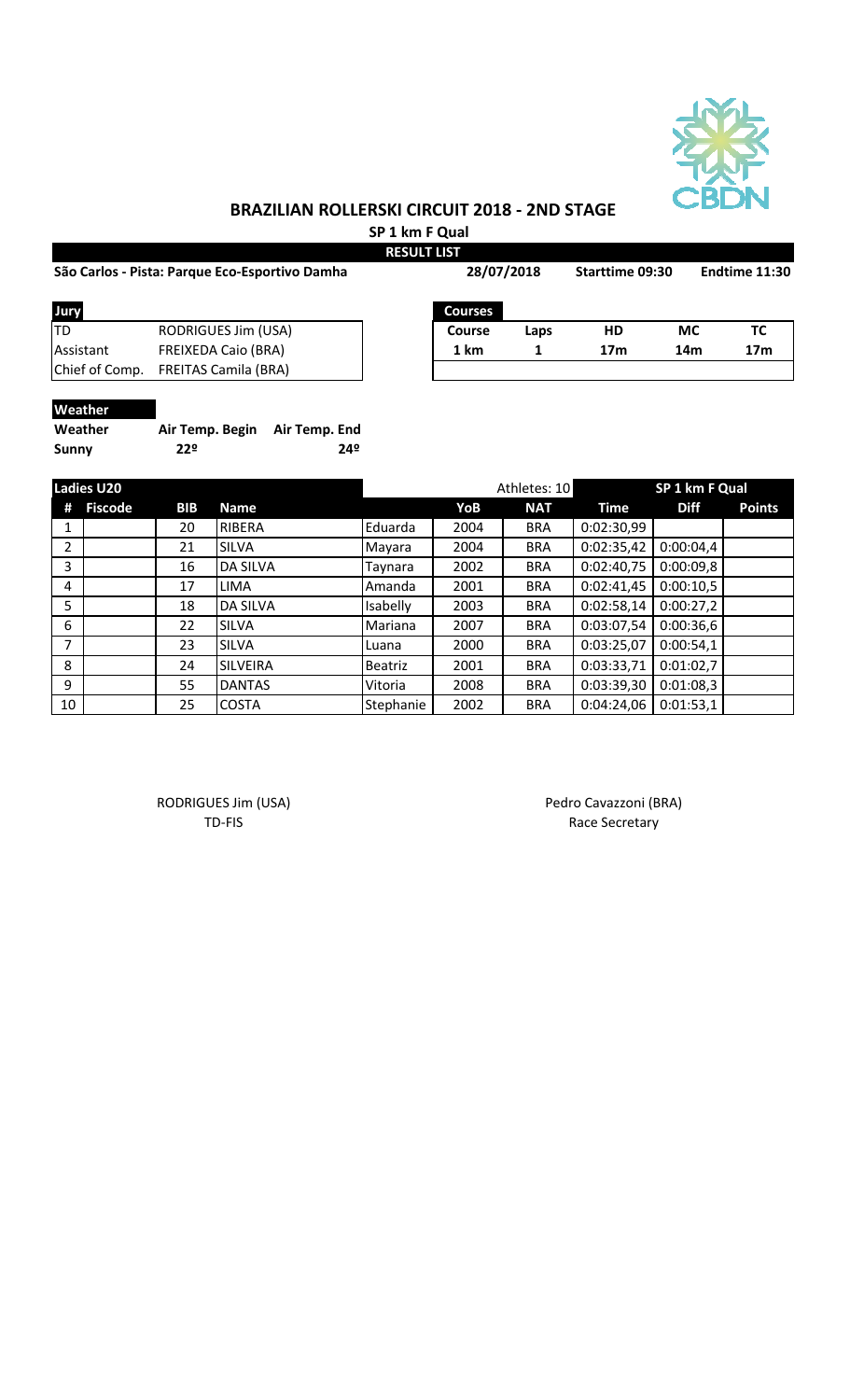## BRAZILIAN ROLLERSKI CIRCUIT 2018 - 2ND STAGE

**SP 1 km F Qual**

**RESULT LIST**

**São Carlos - Pista: Parque Eco-Esportivo Damha** | **28/07/2018** | **Starttime 09:30** | **Endtime 11:30**

| Jury | |
|---|---|
| TD | RODRIGUES Jim (USA) |
| Assistant | FREIXEDA Caio (BRA) |
| Chief of Comp. | FREITAS Camila (BRA) |

| Courses | | | | |
|---|---|---|---|---|
| **Course** | **Laps** | **HD** | **MC** | **TC** |
| **1 km** | **1** | **17m** | **14m** | **17m** |

**Weather**

| Weather | Air Temp. Begin | Air Temp. End |
|---|---|---|
| Sunny | 22º | 24º |

| Ladies U20 | | | | | | Athletes: 10 | SP 1 km F Qual | | |
|---|---|---|---|---|---|---|---|---|---|
| # | Fiscode | BIB | Name | | YoB | NAT | Time | Diff | Points |
| 1 | | 20 | RIBERA | Eduarda | 2004 | BRA | 0:02:30,99 | | |
| 2 | | 21 | SILVA | Mayara | 2004 | BRA | 0:02:35,42 | 0:00:04,4 | |
| 3 | | 16 | DA SILVA | Taynara | 2002 | BRA | 0:02:40,75 | 0:00:09,8 | |
| 4 | | 17 | LIMA | Amanda | 2001 | BRA | 0:02:41,45 | 0:00:10,5 | |
| 5 | | 18 | DA SILVA | Isabelly | 2003 | BRA | 0:02:58,14 | 0:00:27,2 | |
| 6 | | 22 | SILVA | Mariana | 2007 | BRA | 0:03:07,54 | 0:00:36,6 | |
| 7 | | 23 | SILVA | Luana | 2000 | BRA | 0:03:25,07 | 0:00:54,1 | |
| 8 | | 24 | SILVEIRA | Beatriz | 2001 | BRA | 0:03:33,71 | 0:01:02,7 | |
| 9 | | 55 | DANTAS | Vitoria | 2008 | BRA | 0:03:39,30 | 0:01:08,3 | |
| 10 | | 25 | COSTA | Stephanie | 2002 | BRA | 0:04:24,06 | 0:01:53,1 | |

RODRIGUES Jim (USA)
TD-FIS

Pedro Cavazzoni (BRA)
Race Secretary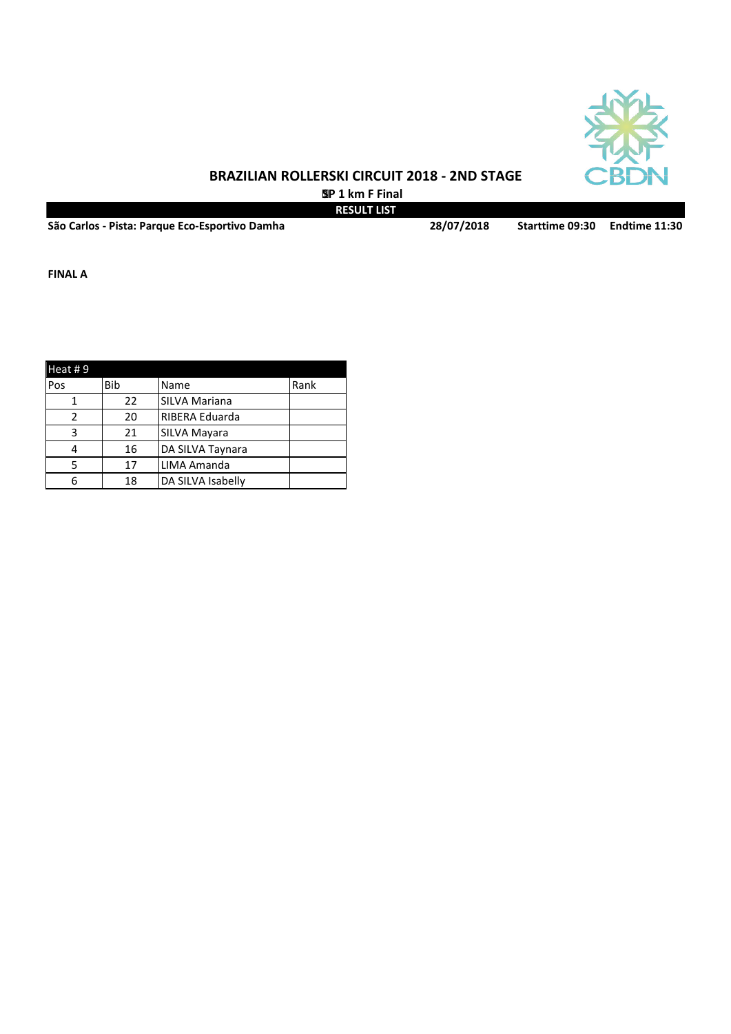# BRAZILIAN ROLLERSKI CIRCUIT 2018 - 2ND STAGE

**SP 1 km F Final**

**RESULT LIST**

**São Carlos - Pista: Parque Eco-Esportivo Damha** **28/07/2018** **Starttime 09:30** **Endtime 11:30**

**FINAL A**

| Heat # 9 | | | |
|---|---|---|---|
| Pos | Bib | Name | Rank |
| 1 | 22 | SILVA Mariana | |
| 2 | 20 | RIBERA Eduarda | |
| 3 | 21 | SILVA Mayara | |
| 4 | 16 | DA SILVA Taynara | |
| 5 | 17 | LIMA Amanda | |
| 6 | 18 | DA SILVA Isabelly | |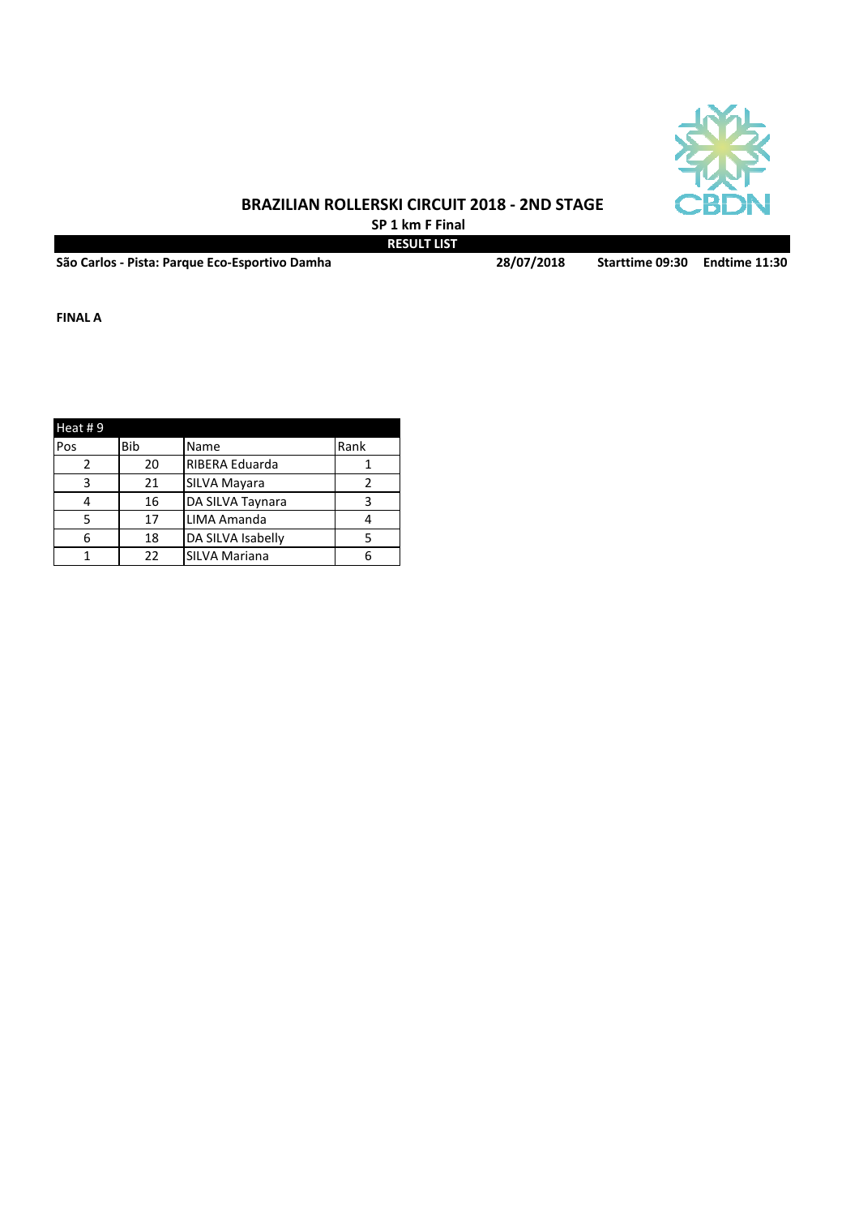# BRAZILIAN ROLLERSKI CIRCUIT 2018 - 2ND STAGE

**SP 1 km F Final**

**RESULT LIST**

**São Carlos - Pista: Parque Eco-Esportivo Damha** **28/07/2018** **Starttime 09:30** **Endtime 11:30**

**FINAL A**

| Heat # 9 | | | |
|---|---|---|---|
| Pos | Bib | Name | Rank |
| 2 | 20 | RIBERA Eduarda | 1 |
| 3 | 21 | SILVA Mayara | 2 |
| 4 | 16 | DA SILVA Taynara | 3 |
| 5 | 17 | LIMA Amanda | 4 |
| 6 | 18 | DA SILVA Isabelly | 5 |
| 1 | 22 | SILVA Mariana | 6 |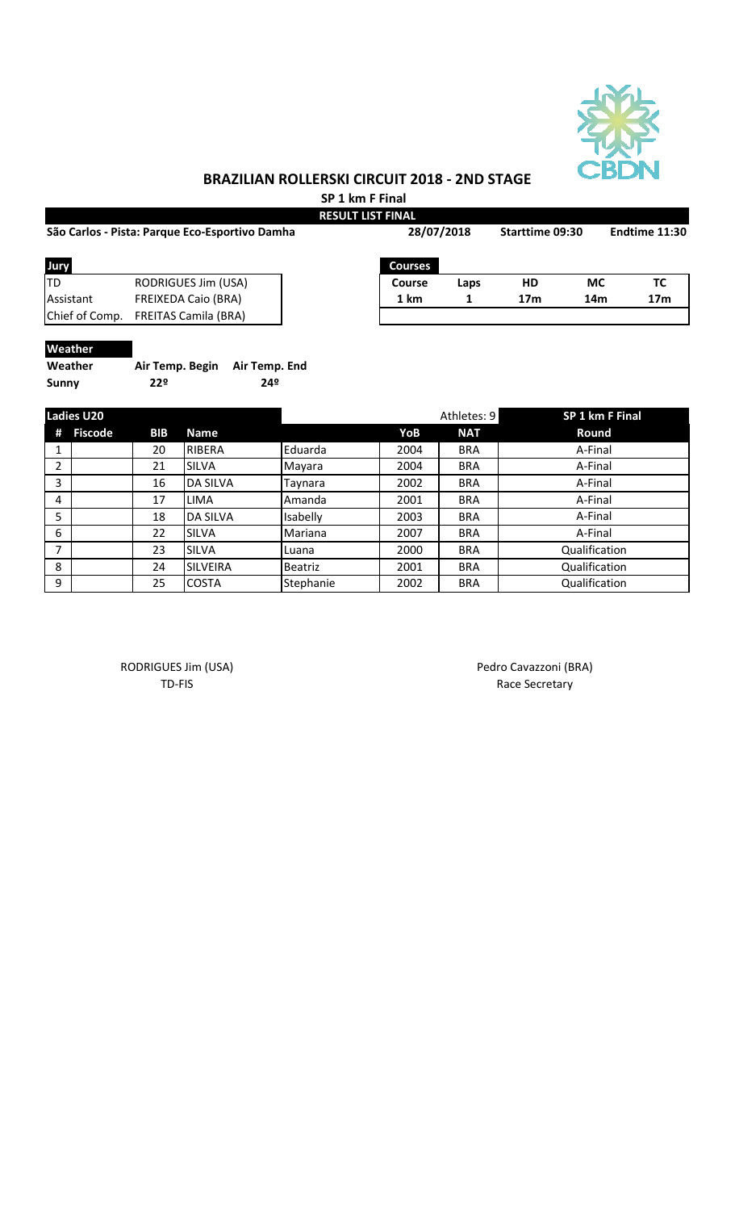# BRAZILIAN ROLLERSKI CIRCUIT 2018 - 2ND STAGE

**SP 1 km F Final**

**RESULT LIST FINAL**

**São Carlos - Pista: Parque Eco-Esportivo Damha** | **28/07/2018** | **Starttime 09:30** | **Endtime 11:30**

| **Jury** | |
|---|---|
| TD | RODRIGUES Jim (USA) |
| Assistant | FREIXEDA Caio (BRA) |
| Chief of Comp. | FREITAS Camila (BRA) |

**Courses**

| Course | Laps | HD | MC | TC |
|---|---|---|---|---|
| 1 km | 1 | 17m | 14m | 17m |

**Weather**

| Weather | Air Temp. Begin | Air Temp. End |
|---|---|---|
| Sunny | 22º | 24º |

**Ladies U20** — Athletes: 9 — **SP 1 km F Final**

| # | Fiscode | BIB | Name | | YoB | NAT | Round |
|---|---|---|---|---|---|---|---|
| 1 | | 20 | RIBERA | Eduarda | 2004 | BRA | A-Final |
| 2 | | 21 | SILVA | Mayara | 2004 | BRA | A-Final |
| 3 | | 16 | DA SILVA | Taynara | 2002 | BRA | A-Final |
| 4 | | 17 | LIMA | Amanda | 2001 | BRA | A-Final |
| 5 | | 18 | DA SILVA | Isabelly | 2003 | BRA | A-Final |
| 6 | | 22 | SILVA | Mariana | 2007 | BRA | A-Final |
| 7 | | 23 | SILVA | Luana | 2000 | BRA | Qualification |
| 8 | | 24 | SILVEIRA | Beatriz | 2001 | BRA | Qualification |
| 9 | | 25 | COSTA | Stephanie | 2002 | BRA | Qualification |

RODRIGUES Jim (USA)
TD-FIS

Pedro Cavazzoni (BRA)
Race Secretary